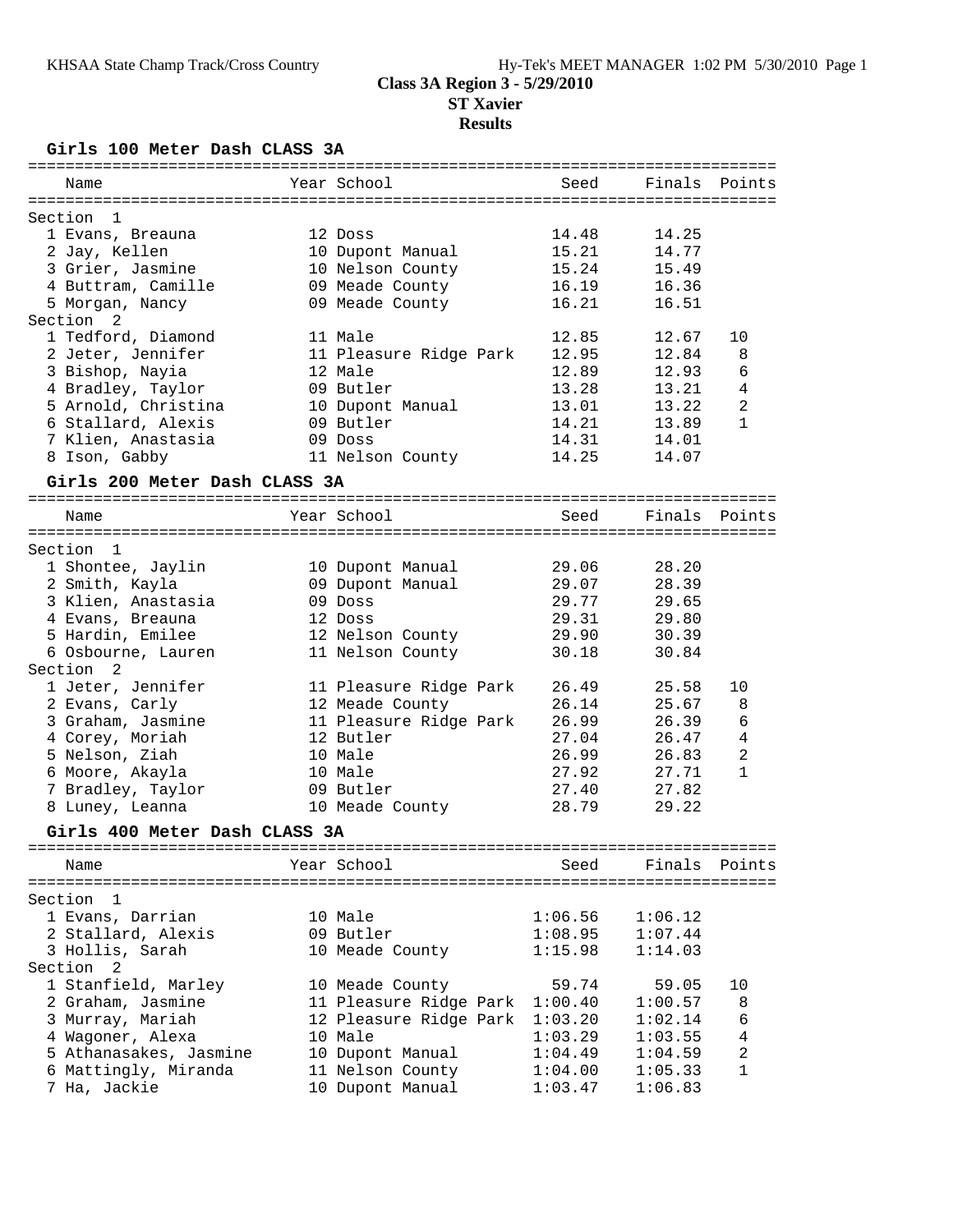# Class 3A Region 3 - 5/29/2010

## ST Xavier

## Results

### Girls 100 Meter Dash CLASS 3A

| Name | Year | School | Seed | Finals | Points |
|---|---|---|---|---|---|
| **Section 1** | | | | | |
| 1 Evans, Breauna | 12 | Doss | 14.48 | 14.25 | |
| 2 Jay, Kellen | 10 | Dupont Manual | 15.21 | 14.77 | |
| 3 Grier, Jasmine | 10 | Nelson County | 15.24 | 15.49 | |
| 4 Buttram, Camille | 09 | Meade County | 16.19 | 16.36 | |
| 5 Morgan, Nancy | 09 | Meade County | 16.21 | 16.51 | |
| **Section 2** | | | | | |
| 1 Tedford, Diamond | 11 | Male | 12.85 | 12.67 | 10 |
| 2 Jeter, Jennifer | 11 | Pleasure Ridge Park | 12.95 | 12.84 | 8 |
| 3 Bishop, Nayia | 12 | Male | 12.89 | 12.93 | 6 |
| 4 Bradley, Taylor | 09 | Butler | 13.28 | 13.21 | 4 |
| 5 Arnold, Christina | 10 | Dupont Manual | 13.01 | 13.22 | 2 |
| 6 Stallard, Alexis | 09 | Butler | 14.21 | 13.89 | 1 |
| 7 Klien, Anastasia | 09 | Doss | 14.31 | 14.01 | |
| 8 Ison, Gabby | 11 | Nelson County | 14.25 | 14.07 | |

### Girls 200 Meter Dash CLASS 3A

| Name | Year | School | Seed | Finals | Points |
|---|---|---|---|---|---|
| **Section 1** | | | | | |
| 1 Shontee, Jaylin | 10 | Dupont Manual | 29.06 | 28.20 | |
| 2 Smith, Kayla | 09 | Dupont Manual | 29.07 | 28.39 | |
| 3 Klien, Anastasia | 09 | Doss | 29.77 | 29.65 | |
| 4 Evans, Breauna | 12 | Doss | 29.31 | 29.80 | |
| 5 Hardin, Emilee | 12 | Nelson County | 29.90 | 30.39 | |
| 6 Osbourne, Lauren | 11 | Nelson County | 30.18 | 30.84 | |
| **Section 2** | | | | | |
| 1 Jeter, Jennifer | 11 | Pleasure Ridge Park | 26.49 | 25.58 | 10 |
| 2 Evans, Carly | 12 | Meade County | 26.14 | 25.67 | 8 |
| 3 Graham, Jasmine | 11 | Pleasure Ridge Park | 26.99 | 26.39 | 6 |
| 4 Corey, Moriah | 12 | Butler | 27.04 | 26.47 | 4 |
| 5 Nelson, Ziah | 10 | Male | 26.99 | 26.83 | 2 |
| 6 Moore, Akayla | 10 | Male | 27.92 | 27.71 | 1 |
| 7 Bradley, Taylor | 09 | Butler | 27.40 | 27.82 | |
| 8 Luney, Leanna | 10 | Meade County | 28.79 | 29.22 | |

### Girls 400 Meter Dash CLASS 3A

| Name | Year | School | Seed | Finals | Points |
|---|---|---|---|---|---|
| **Section 1** | | | | | |
| 1 Evans, Darrian | 10 | Male | 1:06.56 | 1:06.12 | |
| 2 Stallard, Alexis | 09 | Butler | 1:08.95 | 1:07.44 | |
| 3 Hollis, Sarah | 10 | Meade County | 1:15.98 | 1:14.03 | |
| **Section 2** | | | | | |
| 1 Stanfield, Marley | 10 | Meade County | 59.74 | 59.05 | 10 |
| 2 Graham, Jasmine | 11 | Pleasure Ridge Park | 1:00.40 | 1:00.57 | 8 |
| 3 Murray, Mariah | 12 | Pleasure Ridge Park | 1:03.20 | 1:02.14 | 6 |
| 4 Wagoner, Alexa | 10 | Male | 1:03.29 | 1:03.55 | 4 |
| 5 Athanasakes, Jasmine | 10 | Dupont Manual | 1:04.49 | 1:04.59 | 2 |
| 6 Mattingly, Miranda | 11 | Nelson County | 1:04.00 | 1:05.33 | 1 |
| 7 Ha, Jackie | 10 | Dupont Manual | 1:03.47 | 1:06.83 | |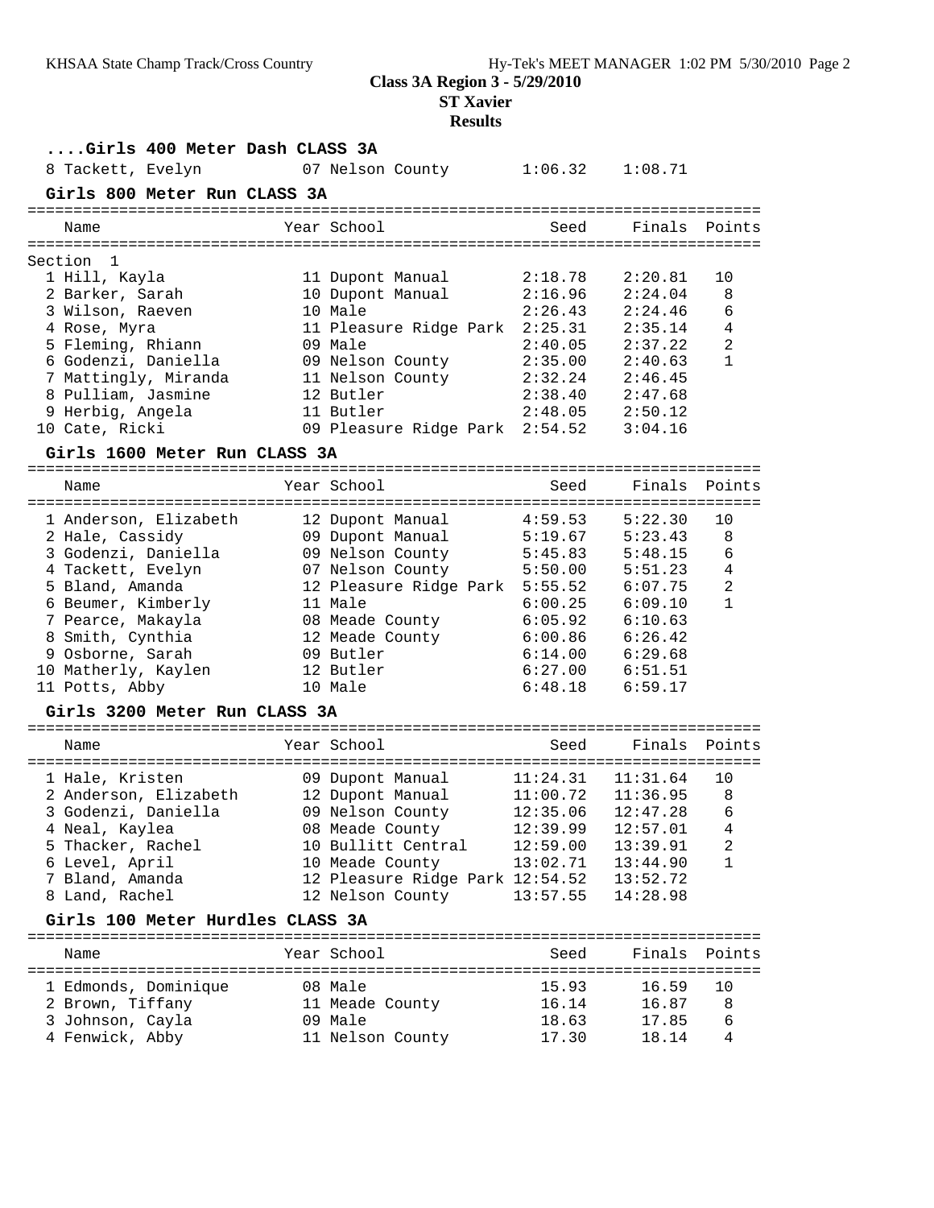## Class 3A Region 3 - 5/29/2010

**ST Xavier**

**Results**

### ....Girls 400 Meter Dash CLASS 3A

| Name | Year | School | Seed | Finals | Points |
|---|---|---|---|---|---|
| 8 Tackett, Evelyn | 07 | Nelson County | 1:06.32 | 1:08.71 | |

### Girls 800 Meter Run CLASS 3A

Section 1

| Name | Year | School | Seed | Finals | Points |
|---|---|---|---|---|---|
| 1 Hill, Kayla | 11 | Dupont Manual | 2:18.78 | 2:20.81 | 10 |
| 2 Barker, Sarah | 10 | Dupont Manual | 2:16.96 | 2:24.04 | 8 |
| 3 Wilson, Raeven | 10 | Male | 2:26.43 | 2:24.46 | 6 |
| 4 Rose, Myra | 11 | Pleasure Ridge Park | 2:25.31 | 2:35.14 | 4 |
| 5 Fleming, Rhiann | 09 | Male | 2:40.05 | 2:37.22 | 2 |
| 6 Godenzi, Daniella | 09 | Nelson County | 2:35.00 | 2:40.63 | 1 |
| 7 Mattingly, Miranda | 11 | Nelson County | 2:32.24 | 2:46.45 | |
| 8 Pulliam, Jasmine | 12 | Butler | 2:38.40 | 2:47.68 | |
| 9 Herbig, Angela | 11 | Butler | 2:48.05 | 2:50.12 | |
| 10 Cate, Ricki | 09 | Pleasure Ridge Park | 2:54.52 | 3:04.16 | |

### Girls 1600 Meter Run CLASS 3A

| Name | Year | School | Seed | Finals | Points |
|---|---|---|---|---|---|
| 1 Anderson, Elizabeth | 12 | Dupont Manual | 4:59.53 | 5:22.30 | 10 |
| 2 Hale, Cassidy | 09 | Dupont Manual | 5:19.67 | 5:23.43 | 8 |
| 3 Godenzi, Daniella | 09 | Nelson County | 5:45.83 | 5:48.15 | 6 |
| 4 Tackett, Evelyn | 07 | Nelson County | 5:50.00 | 5:51.23 | 4 |
| 5 Bland, Amanda | 12 | Pleasure Ridge Park | 5:55.52 | 6:07.75 | 2 |
| 6 Beumer, Kimberly | 11 | Male | 6:00.25 | 6:09.10 | 1 |
| 7 Pearce, Makayla | 08 | Meade County | 6:05.92 | 6:10.63 | |
| 8 Smith, Cynthia | 12 | Meade County | 6:00.86 | 6:26.42 | |
| 9 Osborne, Sarah | 09 | Butler | 6:14.00 | 6:29.68 | |
| 10 Matherly, Kaylen | 12 | Butler | 6:27.00 | 6:51.51 | |
| 11 Potts, Abby | 10 | Male | 6:48.18 | 6:59.17 | |

### Girls 3200 Meter Run CLASS 3A

| Name | Year | School | Seed | Finals | Points |
|---|---|---|---|---|---|
| 1 Hale, Kristen | 09 | Dupont Manual | 11:24.31 | 11:31.64 | 10 |
| 2 Anderson, Elizabeth | 12 | Dupont Manual | 11:00.72 | 11:36.95 | 8 |
| 3 Godenzi, Daniella | 09 | Nelson County | 12:35.06 | 12:47.28 | 6 |
| 4 Neal, Kaylea | 08 | Meade County | 12:39.99 | 12:57.01 | 4 |
| 5 Thacker, Rachel | 10 | Bullitt Central | 12:59.00 | 13:39.91 | 2 |
| 6 Level, April | 10 | Meade County | 13:02.71 | 13:44.90 | 1 |
| 7 Bland, Amanda | 12 | Pleasure Ridge Park | 12:54.52 | 13:52.72 | |
| 8 Land, Rachel | 12 | Nelson County | 13:57.55 | 14:28.98 | |

### Girls 100 Meter Hurdles CLASS 3A

| Name | Year | School | Seed | Finals | Points |
|---|---|---|---|---|---|
| 1 Edmonds, Dominique | 08 | Male | 15.93 | 16.59 | 10 |
| 2 Brown, Tiffany | 11 | Meade County | 16.14 | 16.87 | 8 |
| 3 Johnson, Cayla | 09 | Male | 18.63 | 17.85 | 6 |
| 4 Fenwick, Abby | 11 | Nelson County | 17.30 | 18.14 | 4 |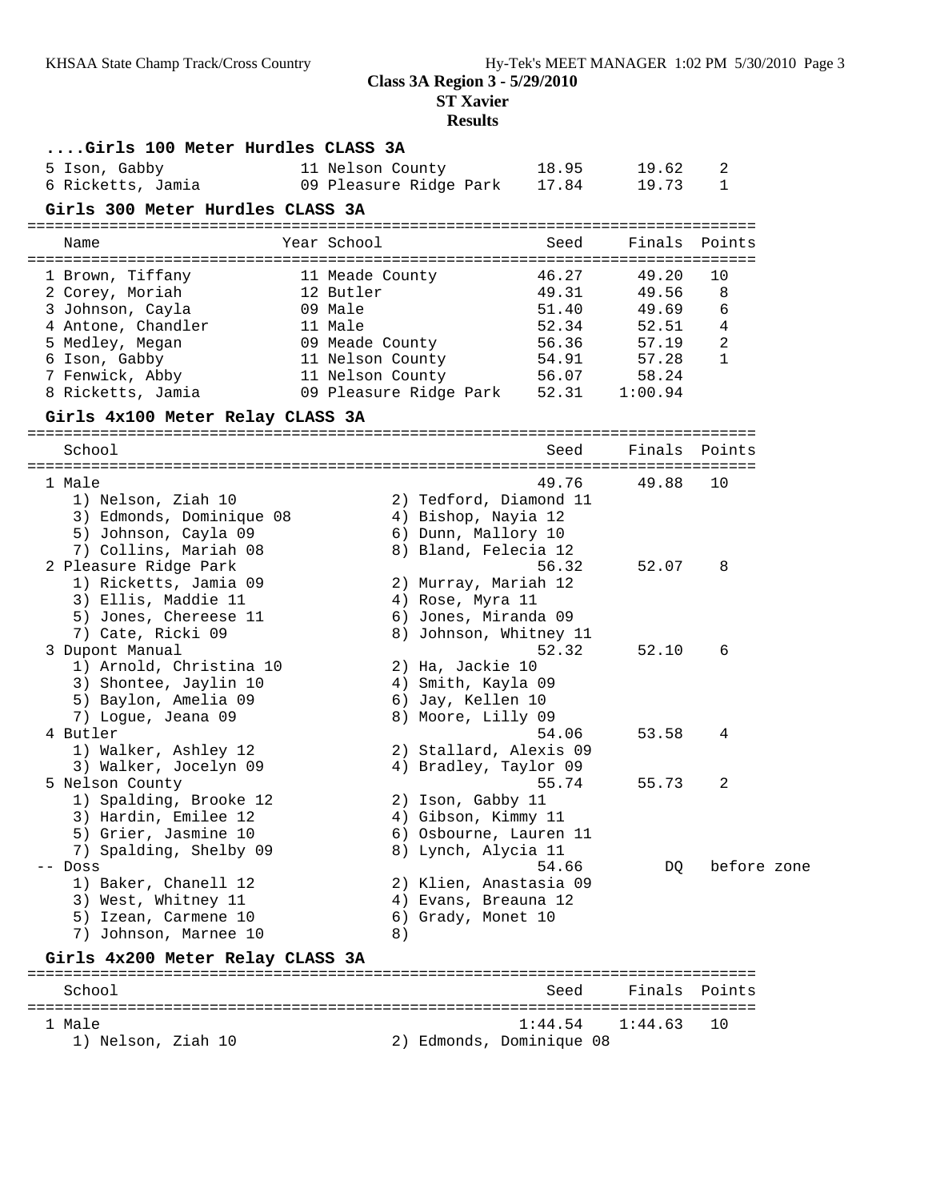## Class 3A Region 3 - 5/29/2010

**ST Xavier**

**Results**

### ....Girls 100 Meter Hurdles CLASS 3A

| Place | Name | Year | School | Seed | Finals | Points |
|---|---|---|---|---|---|---|
| 5 | Ison, Gabby | 11 | Nelson County | 18.95 | 19.62 | 2 |
| 6 | Ricketts, Jamia | 09 | Pleasure Ridge Park | 17.84 | 19.73 | 1 |

### Girls 300 Meter Hurdles CLASS 3A

| Place | Name | Year | School | Seed | Finals | Points |
|---|---|---|---|---|---|---|
| 1 | Brown, Tiffany | 11 | Meade County | 46.27 | 49.20 | 10 |
| 2 | Corey, Moriah | 12 | Butler | 49.31 | 49.56 | 8 |
| 3 | Johnson, Cayla | 09 | Male | 51.40 | 49.69 | 6 |
| 4 | Antone, Chandler | 11 | Male | 52.34 | 52.51 | 4 |
| 5 | Medley, Megan | 09 | Meade County | 56.36 | 57.19 | 2 |
| 6 | Ison, Gabby | 11 | Nelson County | 54.91 | 57.28 | 1 |
| 7 | Fenwick, Abby | 11 | Nelson County | 56.07 | 58.24 | |
| 8 | Ricketts, Jamia | 09 | Pleasure Ridge Park | 52.31 | 1:00.94 | |

### Girls 4x100 Meter Relay CLASS 3A

| Place | School | Seed | Finals | Points |
|---|---|---|---|---|
| 1 | Male | 49.76 | 49.88 | 10 |
| | 1) Nelson, Ziah 10; 2) Tedford, Diamond 11; 3) Edmonds, Dominique 08; 4) Bishop, Nayia 12; 5) Johnson, Cayla 09; 6) Dunn, Mallory 10; 7) Collins, Mariah 08; 8) Bland, Felecia 12 | | | |
| 2 | Pleasure Ridge Park | 56.32 | 52.07 | 8 |
| | 1) Ricketts, Jamia 09; 2) Murray, Mariah 12; 3) Ellis, Maddie 11; 4) Rose, Myra 11; 5) Jones, Chereese 11; 6) Jones, Miranda 09; 7) Cate, Ricki 09; 8) Johnson, Whitney 11 | | | |
| 3 | Dupont Manual | 52.32 | 52.10 | 6 |
| | 1) Arnold, Christina 10; 2) Ha, Jackie 10; 3) Shontee, Jaylin 10; 4) Smith, Kayla 09; 5) Baylon, Amelia 09; 6) Jay, Kellen 10; 7) Logue, Jeana 09; 8) Moore, Lilly 09 | | | |
| 4 | Butler | 54.06 | 53.58 | 4 |
| | 1) Walker, Ashley 12; 2) Stallard, Alexis 09; 3) Walker, Jocelyn 09; 4) Bradley, Taylor 09 | | | |
| 5 | Nelson County | 55.74 | 55.73 | 2 |
| | 1) Spalding, Brooke 12; 2) Ison, Gabby 11; 3) Hardin, Emilee 12; 4) Gibson, Kimmy 11; 5) Grier, Jasmine 10; 6) Osbourne, Lauren 11; 7) Spalding, Shelby 09; 8) Lynch, Alycia 11 | | | |
| -- | Doss | 54.66 | DQ | before zone |
| | 1) Baker, Chanell 12; 2) Klien, Anastasia 09; 3) West, Whitney 11; 4) Evans, Breauna 12; 5) Izean, Carmene 10; 6) Grady, Monet 10; 7) Johnson, Marnee 10; 8) | | | |

### Girls 4x200 Meter Relay CLASS 3A

| Place | School | Seed | Finals | Points |
|---|---|---|---|---|
| 1 | Male | 1:44.54 | 1:44.63 | 10 |
| | 1) Nelson, Ziah 10; 2) Edmonds, Dominique 08 | | | |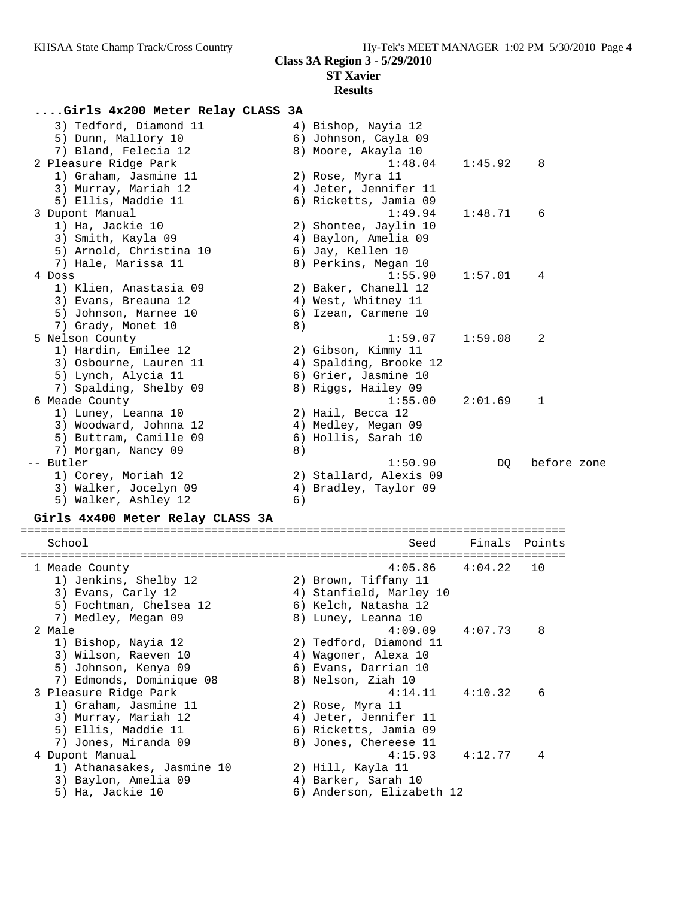## Class 3A Region 3 - 5/29/2010

**ST Xavier**

**Results**

### ....Girls 4x200 Meter Relay CLASS 3A

```
    3) Tedford, Diamond 11            4) Bishop, Nayia 12
    5) Dunn, Mallory 10               6) Johnson, Cayla 09
    7) Bland, Felecia 12              8) Moore, Akayla 10
  2 Pleasure Ridge Park                          1:48.04    1:45.92    8
    1) Graham, Jasmine 11             2) Rose, Myra 11
    3) Murray, Mariah 12              4) Jeter, Jennifer 11
    5) Ellis, Maddie 11               6) Ricketts, Jamia 09
  3 Dupont Manual                                1:49.94    1:48.71    6
    1) Ha, Jackie 10                  2) Shontee, Jaylin 10
    3) Smith, Kayla 09                4) Baylon, Amelia 09
    5) Arnold, Christina 10           6) Jay, Kellen 10
    7) Hale, Marissa 11               8) Perkins, Megan 10
  4 Doss                                         1:55.90    1:57.01    4
    1) Klien, Anastasia 09            2) Baker, Chanell 12
    3) Evans, Breauna 12              4) West, Whitney 11
    5) Johnson, Marnee 10             6) Izean, Carmene 10
    7) Grady, Monet 10                8)
  5 Nelson County                                1:59.07    1:59.08    2
    1) Hardin, Emilee 12              2) Gibson, Kimmy 11
    3) Osbourne, Lauren 11            4) Spalding, Brooke 12
    5) Lynch, Alycia 11               6) Grier, Jasmine 10
    7) Spalding, Shelby 09            8) Riggs, Hailey 09
  6 Meade County                                 1:55.00    2:01.69    1
    1) Luney, Leanna 10               2) Hail, Becca 12
    3) Woodward, Johnna 12            4) Medley, Megan 09
    5) Buttram, Camille 09            6) Hollis, Sarah 10
    7) Morgan, Nancy 09               8)
 -- Butler                                       1:50.90         DQ   before zone
    1) Corey, Moriah 12               2) Stallard, Alexis 09
    3) Walker, Jocelyn 09             4) Bradley, Taylor 09
    5) Walker, Ashley 12              6)
```

### Girls 4x400 Meter Relay CLASS 3A

```
================================================================================
    School                                          Seed     Finals  Points
================================================================================
  1 Meade County                                 4:05.86    4:04.22   10
    1) Jenkins, Shelby 12             2) Brown, Tiffany 11
    3) Evans, Carly 12                4) Stanfield, Marley 10
    5) Fochtman, Chelsea 12           6) Kelch, Natasha 12
    7) Medley, Megan 09               8) Luney, Leanna 10
  2 Male                                         4:09.09    4:07.73    8
    1) Bishop, Nayia 12               2) Tedford, Diamond 11
    3) Wilson, Raeven 10              4) Wagoner, Alexa 10
    5) Johnson, Kenya 09              6) Evans, Darrian 10
    7) Edmonds, Dominique 08          8) Nelson, Ziah 10
  3 Pleasure Ridge Park                          4:14.11    4:10.32    6
    1) Graham, Jasmine 11             2) Rose, Myra 11
    3) Murray, Mariah 12              4) Jeter, Jennifer 11
    5) Ellis, Maddie 11               6) Ricketts, Jamia 09
    7) Jones, Miranda 09              8) Jones, Chereese 11
  4 Dupont Manual                                4:15.93    4:12.77    4
    1) Athanasakes, Jasmine 10        2) Hill, Kayla 11
    3) Baylon, Amelia 09              4) Barker, Sarah 10
    5) Ha, Jackie 10                  6) Anderson, Elizabeth 12
```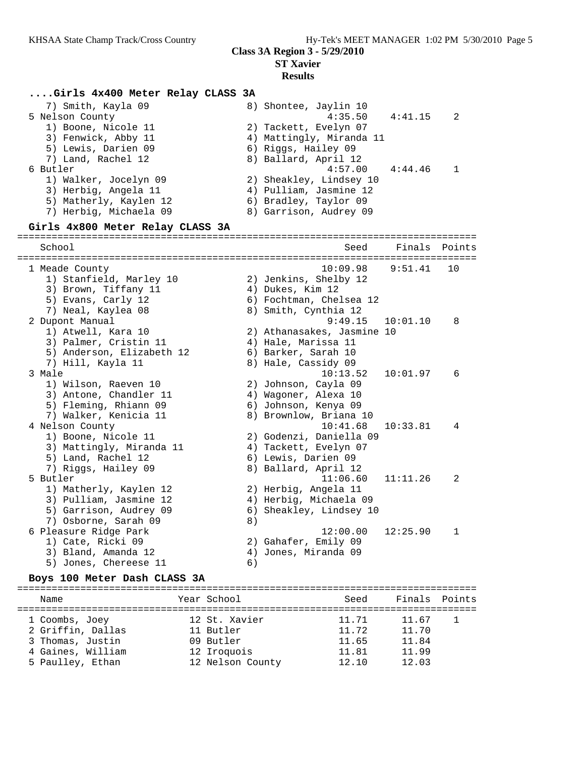**Class 3A Region 3 - 5/29/2010**

**ST Xavier**

**Results**

### ....Girls 4x400 Meter Relay CLASS 3A

| School | Seed | Finals | Points |
|---|---|---|---|
| 7) Smith, Kayla 09 &nbsp;&nbsp; 8) Shontee, Jaylin 10 | | | |
| 5 Nelson County | 4:35.50 | 4:41.15 | 2 |
| 1) Boone, Nicole 11 &nbsp;&nbsp; 2) Tackett, Evelyn 07 | | | |
| 3) Fenwick, Abby 11 &nbsp;&nbsp; 4) Mattingly, Miranda 11 | | | |
| 5) Lewis, Darien 09 &nbsp;&nbsp; 6) Riggs, Hailey 09 | | | |
| 7) Land, Rachel 12 &nbsp;&nbsp; 8) Ballard, April 12 | | | |
| 6 Butler | 4:57.00 | 4:44.46 | 1 |
| 1) Walker, Jocelyn 09 &nbsp;&nbsp; 2) Sheakley, Lindsey 10 | | | |
| 3) Herbig, Angela 11 &nbsp;&nbsp; 4) Pulliam, Jasmine 12 | | | |
| 5) Matherly, Kaylen 12 &nbsp;&nbsp; 6) Bradley, Taylor 09 | | | |
| 7) Herbig, Michaela 09 &nbsp;&nbsp; 8) Garrison, Audrey 09 | | | |

### Girls 4x800 Meter Relay CLASS 3A

| School | Seed | Finals | Points |
|---|---|---|---|
| 1 Meade County | 10:09.98 | 9:51.41 | 10 |
| 1) Stanfield, Marley 10 &nbsp;&nbsp; 2) Jenkins, Shelby 12 | | | |
| 3) Brown, Tiffany 11 &nbsp;&nbsp; 4) Dukes, Kim 12 | | | |
| 5) Evans, Carly 12 &nbsp;&nbsp; 6) Fochtman, Chelsea 12 | | | |
| 7) Neal, Kaylea 08 &nbsp;&nbsp; 8) Smith, Cynthia 12 | | | |
| 2 Dupont Manual | 9:49.15 | 10:01.10 | 8 |
| 1) Atwell, Kara 10 &nbsp;&nbsp; 2) Athanasakes, Jasmine 10 | | | |
| 3) Palmer, Cristin 11 &nbsp;&nbsp; 4) Hale, Marissa 11 | | | |
| 5) Anderson, Elizabeth 12 &nbsp;&nbsp; 6) Barker, Sarah 10 | | | |
| 7) Hill, Kayla 11 &nbsp;&nbsp; 8) Hale, Cassidy 09 | | | |
| 3 Male | 10:13.52 | 10:01.97 | 6 |
| 1) Wilson, Raeven 10 &nbsp;&nbsp; 2) Johnson, Cayla 09 | | | |
| 3) Antone, Chandler 11 &nbsp;&nbsp; 4) Wagoner, Alexa 10 | | | |
| 5) Fleming, Rhiann 09 &nbsp;&nbsp; 6) Johnson, Kenya 09 | | | |
| 7) Walker, Kenicia 11 &nbsp;&nbsp; 8) Brownlow, Briana 10 | | | |
| 4 Nelson County | 10:41.68 | 10:33.81 | 4 |
| 1) Boone, Nicole 11 &nbsp;&nbsp; 2) Godenzi, Daniella 09 | | | |
| 3) Mattingly, Miranda 11 &nbsp;&nbsp; 4) Tackett, Evelyn 07 | | | |
| 5) Land, Rachel 12 &nbsp;&nbsp; 6) Lewis, Darien 09 | | | |
| 7) Riggs, Hailey 09 &nbsp;&nbsp; 8) Ballard, April 12 | | | |
| 5 Butler | 11:06.60 | 11:11.26 | 2 |
| 1) Matherly, Kaylen 12 &nbsp;&nbsp; 2) Herbig, Angela 11 | | | |
| 3) Pulliam, Jasmine 12 &nbsp;&nbsp; 4) Herbig, Michaela 09 | | | |
| 5) Garrison, Audrey 09 &nbsp;&nbsp; 6) Sheakley, Lindsey 10 | | | |
| 7) Osborne, Sarah 09 &nbsp;&nbsp; 8) | | | |
| 6 Pleasure Ridge Park | 12:00.00 | 12:25.90 | 1 |
| 1) Cate, Ricki 09 &nbsp;&nbsp; 2) Gahafer, Emily 09 | | | |
| 3) Bland, Amanda 12 &nbsp;&nbsp; 4) Jones, Miranda 09 | | | |
| 5) Jones, Chereese 11 &nbsp;&nbsp; 6) | | | |

### Boys 100 Meter Dash CLASS 3A

| Name | Year | School | Seed | Finals | Points |
|---|---|---|---|---|---|
| 1 Coombs, Joey | 12 | St. Xavier | 11.71 | 11.67 | 1 |
| 2 Griffin, Dallas | 11 | Butler | 11.72 | 11.70 | |
| 3 Thomas, Justin | 09 | Butler | 11.65 | 11.84 | |
| 4 Gaines, William | 12 | Iroquois | 11.81 | 11.99 | |
| 5 Paulley, Ethan | 12 | Nelson County | 12.10 | 12.03 | |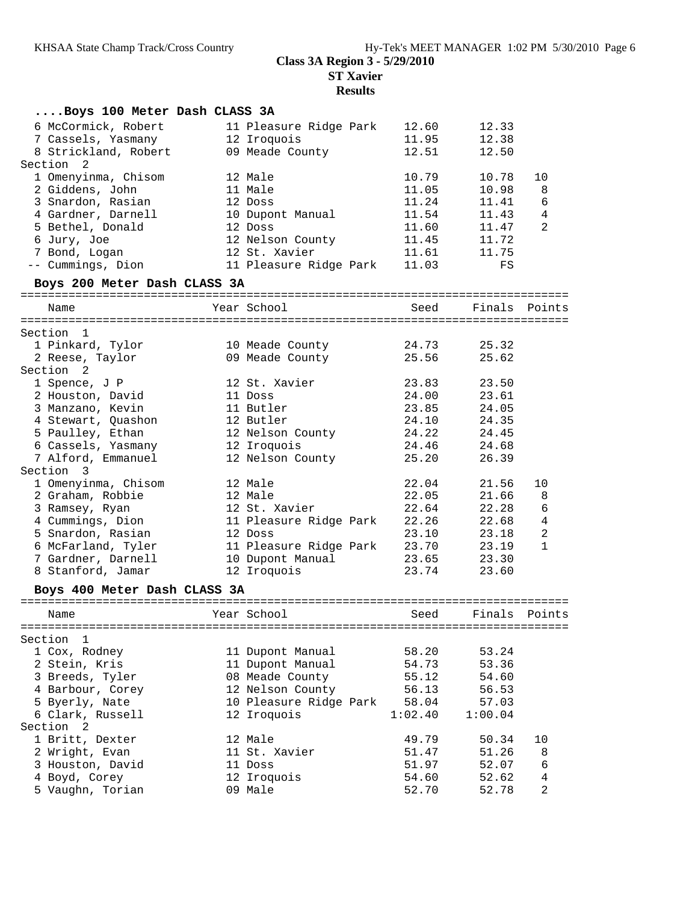## Class 3A Region 3 - 5/29/2010

**ST Xavier**

**Results**

### ....Boys 100 Meter Dash CLASS 3A

| Place | Name | Year | School | Seed | Finals | Points |
|---|---|---|---|---|---|---|
| 6 | McCormick, Robert | 11 | Pleasure Ridge Park | 12.60 | 12.33 | |
| 7 | Cassels, Yasmany | 12 | Iroquois | 11.95 | 12.38 | |
| 8 | Strickland, Robert | 09 | Meade County | 12.51 | 12.50 | |
| **Section 2** | | | | | | |
| 1 | Omenyinma, Chisom | 12 | Male | 10.79 | 10.78 | 10 |
| 2 | Giddens, John | 11 | Male | 11.05 | 10.98 | 8 |
| 3 | Snardon, Rasian | 12 | Doss | 11.24 | 11.41 | 6 |
| 4 | Gardner, Darnell | 10 | Dupont Manual | 11.54 | 11.43 | 4 |
| 5 | Bethel, Donald | 12 | Doss | 11.60 | 11.47 | 2 |
| 6 | Jury, Joe | 12 | Nelson County | 11.45 | 11.72 | |
| 7 | Bond, Logan | 12 | St. Xavier | 11.61 | 11.75 | |
| -- | Cummings, Dion | 11 | Pleasure Ridge Park | 11.03 | FS | |

### Boys 200 Meter Dash CLASS 3A

| Place | Name | Year | School | Seed | Finals | Points |
|---|---|---|---|---|---|---|
| **Section 1** | | | | | | |
| 1 | Pinkard, Tylor | 10 | Meade County | 24.73 | 25.32 | |
| 2 | Reese, Taylor | 09 | Meade County | 25.56 | 25.62 | |
| **Section 2** | | | | | | |
| 1 | Spence, J P | 12 | St. Xavier | 23.83 | 23.50 | |
| 2 | Houston, David | 11 | Doss | 24.00 | 23.61 | |
| 3 | Manzano, Kevin | 11 | Butler | 23.85 | 24.05 | |
| 4 | Stewart, Quashon | 12 | Butler | 24.10 | 24.35 | |
| 5 | Paulley, Ethan | 12 | Nelson County | 24.22 | 24.45 | |
| 6 | Cassels, Yasmany | 12 | Iroquois | 24.46 | 24.68 | |
| 7 | Alford, Emmanuel | 12 | Nelson County | 25.20 | 26.39 | |
| **Section 3** | | | | | | |
| 1 | Omenyinma, Chisom | 12 | Male | 22.04 | 21.56 | 10 |
| 2 | Graham, Robbie | 12 | Male | 22.05 | 21.66 | 8 |
| 3 | Ramsey, Ryan | 12 | St. Xavier | 22.64 | 22.28 | 6 |
| 4 | Cummings, Dion | 11 | Pleasure Ridge Park | 22.26 | 22.68 | 4 |
| 5 | Snardon, Rasian | 12 | Doss | 23.10 | 23.18 | 2 |
| 6 | McFarland, Tyler | 11 | Pleasure Ridge Park | 23.70 | 23.19 | 1 |
| 7 | Gardner, Darnell | 10 | Dupont Manual | 23.65 | 23.30 | |
| 8 | Stanford, Jamar | 12 | Iroquois | 23.74 | 23.60 | |

### Boys 400 Meter Dash CLASS 3A

| Place | Name | Year | School | Seed | Finals | Points |
|---|---|---|---|---|---|---|
| **Section 1** | | | | | | |
| 1 | Cox, Rodney | 11 | Dupont Manual | 58.20 | 53.24 | |
| 2 | Stein, Kris | 11 | Dupont Manual | 54.73 | 53.36 | |
| 3 | Breeds, Tyler | 08 | Meade County | 55.12 | 54.60 | |
| 4 | Barbour, Corey | 12 | Nelson County | 56.13 | 56.53 | |
| 5 | Byerly, Nate | 10 | Pleasure Ridge Park | 58.04 | 57.03 | |
| 6 | Clark, Russell | 12 | Iroquois | 1:02.40 | 1:00.04 | |
| **Section 2** | | | | | | |
| 1 | Britt, Dexter | 12 | Male | 49.79 | 50.34 | 10 |
| 2 | Wright, Evan | 11 | St. Xavier | 51.47 | 51.26 | 8 |
| 3 | Houston, David | 11 | Doss | 51.97 | 52.07 | 6 |
| 4 | Boyd, Corey | 12 | Iroquois | 54.60 | 52.62 | 4 |
| 5 | Vaughn, Torian | 09 | Male | 52.70 | 52.78 | 2 |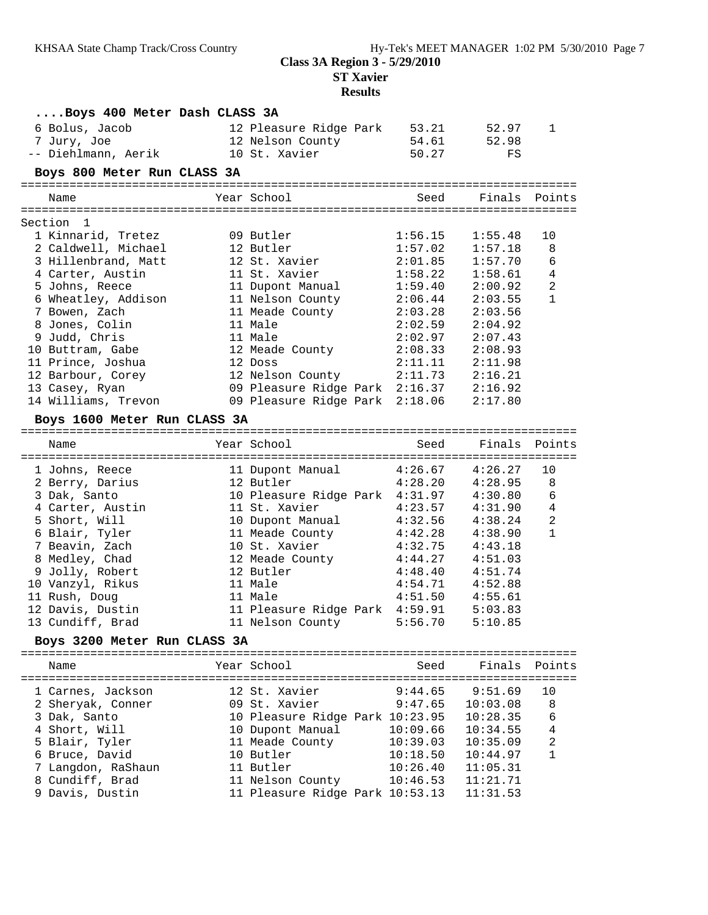**Class 3A Region 3 - 5/29/2010**

**ST Xavier**

**Results**

### ....Boys 400 Meter Dash CLASS 3A

| Place | Name | Year | School | Seed | Finals | Points |
|---|---|---|---|---|---|---|
| 6 | Bolus, Jacob | 12 | Pleasure Ridge Park | 53.21 | 52.97 | 1 |
| 7 | Jury, Joe | 12 | Nelson County | 54.61 | 52.98 | |
| -- | Diehlmann, Aerik | 10 | St. Xavier | 50.27 | FS | |

### Boys 800 Meter Run CLASS 3A

Section 1

| Place | Name | Year | School | Seed | Finals | Points |
|---|---|---|---|---|---|---|
| 1 | Kinnarid, Tretez | 09 | Butler | 1:56.15 | 1:55.48 | 10 |
| 2 | Caldwell, Michael | 12 | Butler | 1:57.02 | 1:57.18 | 8 |
| 3 | Hillenbrand, Matt | 12 | St. Xavier | 2:01.85 | 1:57.70 | 6 |
| 4 | Carter, Austin | 11 | St. Xavier | 1:58.22 | 1:58.61 | 4 |
| 5 | Johns, Reece | 11 | Dupont Manual | 1:59.40 | 2:00.92 | 2 |
| 6 | Wheatley, Addison | 11 | Nelson County | 2:06.44 | 2:03.55 | 1 |
| 7 | Bowen, Zach | 11 | Meade County | 2:03.28 | 2:03.56 | |
| 8 | Jones, Colin | 11 | Male | 2:02.59 | 2:04.92 | |
| 9 | Judd, Chris | 11 | Male | 2:02.97 | 2:07.43 | |
| 10 | Buttram, Gabe | 12 | Meade County | 2:08.33 | 2:08.93 | |
| 11 | Prince, Joshua | 12 | Doss | 2:11.11 | 2:11.98 | |
| 12 | Barbour, Corey | 12 | Nelson County | 2:11.73 | 2:16.21 | |
| 13 | Casey, Ryan | 09 | Pleasure Ridge Park | 2:16.37 | 2:16.92 | |
| 14 | Williams, Trevon | 09 | Pleasure Ridge Park | 2:18.06 | 2:17.80 | |

### Boys 1600 Meter Run CLASS 3A

| Place | Name | Year | School | Seed | Finals | Points |
|---|---|---|---|---|---|---|
| 1 | Johns, Reece | 11 | Dupont Manual | 4:26.67 | 4:26.27 | 10 |
| 2 | Berry, Darius | 12 | Butler | 4:28.20 | 4:28.95 | 8 |
| 3 | Dak, Santo | 10 | Pleasure Ridge Park | 4:31.97 | 4:30.80 | 6 |
| 4 | Carter, Austin | 11 | St. Xavier | 4:23.57 | 4:31.90 | 4 |
| 5 | Short, Will | 10 | Dupont Manual | 4:32.56 | 4:38.24 | 2 |
| 6 | Blair, Tyler | 11 | Meade County | 4:42.28 | 4:38.90 | 1 |
| 7 | Beavin, Zach | 10 | St. Xavier | 4:32.75 | 4:43.18 | |
| 8 | Medley, Chad | 12 | Meade County | 4:44.27 | 4:51.03 | |
| 9 | Jolly, Robert | 12 | Butler | 4:48.40 | 4:51.74 | |
| 10 | Vanzyl, Rikus | 11 | Male | 4:54.71 | 4:52.88 | |
| 11 | Rush, Doug | 11 | Male | 4:51.50 | 4:55.61 | |
| 12 | Davis, Dustin | 11 | Pleasure Ridge Park | 4:59.91 | 5:03.83 | |
| 13 | Cundiff, Brad | 11 | Nelson County | 5:56.70 | 5:10.85 | |

### Boys 3200 Meter Run CLASS 3A

| Place | Name | Year | School | Seed | Finals | Points |
|---|---|---|---|---|---|---|
| 1 | Carnes, Jackson | 12 | St. Xavier | 9:44.65 | 9:51.69 | 10 |
| 2 | Sheryak, Conner | 09 | St. Xavier | 9:47.65 | 10:03.08 | 8 |
| 3 | Dak, Santo | 10 | Pleasure Ridge Park | 10:23.95 | 10:28.35 | 6 |
| 4 | Short, Will | 10 | Dupont Manual | 10:09.66 | 10:34.55 | 4 |
| 5 | Blair, Tyler | 11 | Meade County | 10:39.03 | 10:35.09 | 2 |
| 6 | Bruce, David | 10 | Butler | 10:18.50 | 10:44.97 | 1 |
| 7 | Langdon, RaShaun | 11 | Butler | 10:26.40 | 11:05.31 | |
| 8 | Cundiff, Brad | 11 | Nelson County | 10:46.53 | 11:21.71 | |
| 9 | Davis, Dustin | 11 | Pleasure Ridge Park | 10:53.13 | 11:31.53 | |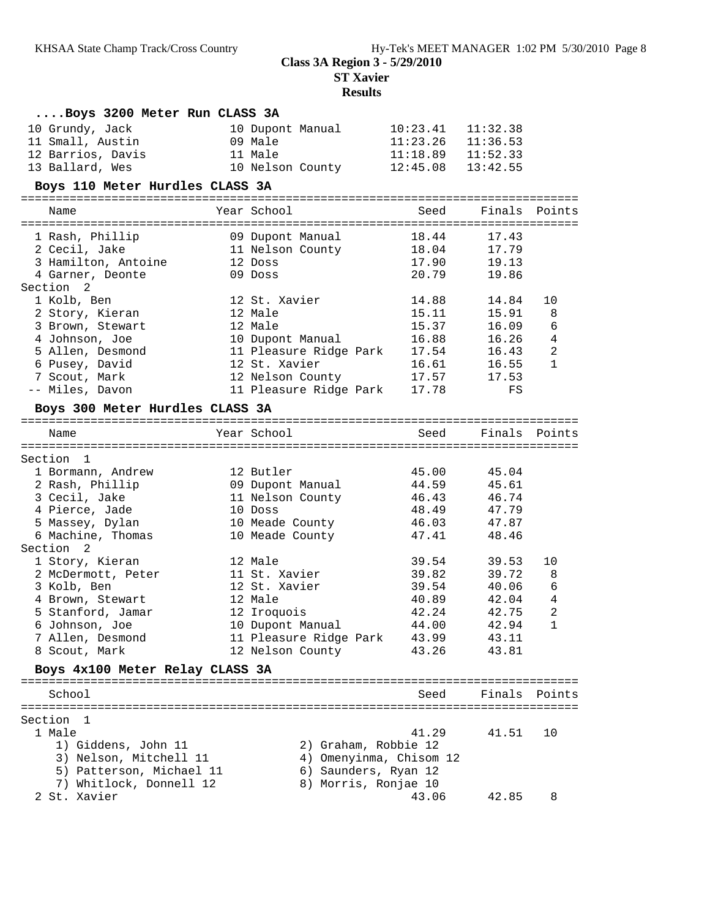## Class 3A Region 3 - 5/29/2010

### ST Xavier

### Results

**....Boys 3200 Meter Run CLASS 3A**

| Place | Name | Year | School | Seed | Finals | Points |
|---|---|---|---|---|---|---|
| 10 | Grundy, Jack | 10 | Dupont Manual | 10:23.41 | 11:32.38 | |
| 11 | Small, Austin | 09 | Male | 11:23.26 | 11:36.53 | |
| 12 | Barrios, Davis | 11 | Male | 11:18.89 | 11:52.33 | |
| 13 | Ballard, Wes | 10 | Nelson County | 12:45.08 | 13:42.55 | |

**Boys 110 Meter Hurdles CLASS 3A**

| Place | Name | Year | School | Seed | Finals | Points |
|---|---|---|---|---|---|---|
| 1 | Rash, Phillip | 09 | Dupont Manual | 18.44 | 17.43 | |
| 2 | Cecil, Jake | 11 | Nelson County | 18.04 | 17.79 | |
| 3 | Hamilton, Antoine | 12 | Doss | 17.90 | 19.13 | |
| 4 | Garner, Deonte | 09 | Doss | 20.79 | 19.86 | |
| **Section 2** | | | | | | |
| 1 | Kolb, Ben | 12 | St. Xavier | 14.88 | 14.84 | 10 |
| 2 | Story, Kieran | 12 | Male | 15.11 | 15.91 | 8 |
| 3 | Brown, Stewart | 12 | Male | 15.37 | 16.09 | 6 |
| 4 | Johnson, Joe | 10 | Dupont Manual | 16.88 | 16.26 | 4 |
| 5 | Allen, Desmond | 11 | Pleasure Ridge Park | 17.54 | 16.43 | 2 |
| 6 | Pusey, David | 12 | St. Xavier | 16.61 | 16.55 | 1 |
| 7 | Scout, Mark | 12 | Nelson County | 17.57 | 17.53 | |
| -- | Miles, Davon | 11 | Pleasure Ridge Park | 17.78 | FS | |

**Boys 300 Meter Hurdles CLASS 3A**

| Place | Name | Year | School | Seed | Finals | Points |
|---|---|---|---|---|---|---|
| **Section 1** | | | | | | |
| 1 | Bormann, Andrew | 12 | Butler | 45.00 | 45.04 | |
| 2 | Rash, Phillip | 09 | Dupont Manual | 44.59 | 45.61 | |
| 3 | Cecil, Jake | 11 | Nelson County | 46.43 | 46.74 | |
| 4 | Pierce, Jade | 10 | Doss | 48.49 | 47.79 | |
| 5 | Massey, Dylan | 10 | Meade County | 46.03 | 47.87 | |
| 6 | Machine, Thomas | 10 | Meade County | 47.41 | 48.46 | |
| **Section 2** | | | | | | |
| 1 | Story, Kieran | 12 | Male | 39.54 | 39.53 | 10 |
| 2 | McDermott, Peter | 11 | St. Xavier | 39.82 | 39.72 | 8 |
| 3 | Kolb, Ben | 12 | St. Xavier | 39.54 | 40.06 | 6 |
| 4 | Brown, Stewart | 12 | Male | 40.89 | 42.04 | 4 |
| 5 | Stanford, Jamar | 12 | Iroquois | 42.24 | 42.75 | 2 |
| 6 | Johnson, Joe | 10 | Dupont Manual | 44.00 | 42.94 | 1 |
| 7 | Allen, Desmond | 11 | Pleasure Ridge Park | 43.99 | 43.11 | |
| 8 | Scout, Mark | 12 | Nelson County | 43.26 | 43.81 | |

**Boys 4x100 Meter Relay CLASS 3A**

| Place | School | Seed | Finals | Points |
|---|---|---|---|---|
| **Section 1** | | | | |
| 1 | Male | 41.29 | 41.51 | 10 |
| | 1) Giddens, John 11; 2) Graham, Robbie 12; 3) Nelson, Mitchell 11; 4) Omenyinma, Chisom 12; 5) Patterson, Michael 11; 6) Saunders, Ryan 12; 7) Whitlock, Donnell 12; 8) Morris, Ronjae 10 | | | |
| 2 | St. Xavier | 43.06 | 42.85 | 8 |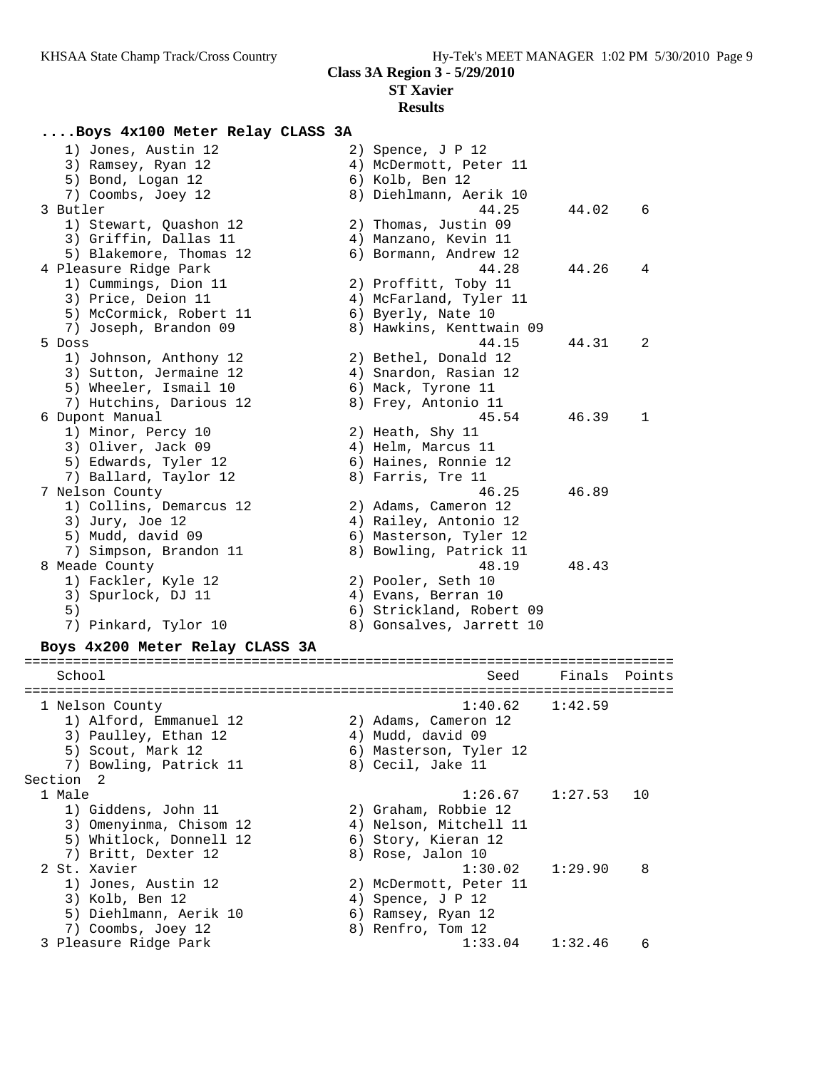**Class 3A Region 3 - 5/29/2010**
**ST Xavier**
**Results**

### ....Boys 4x100 Meter Relay CLASS 3A

```
    1) Jones, Austin 12              2) Spence, J P 12
    3) Ramsey, Ryan 12               4) McDermott, Peter 11
    5) Bond, Logan 12                6) Kolb, Ben 12
    7) Coombs, Joey 12               8) Diehlmann, Aerik 10
  3 Butler                                    44.25      44.02    6
    1) Stewart, Quashon 12           2) Thomas, Justin 09
    3) Griffin, Dallas 11            4) Manzano, Kevin 11
    5) Blakemore, Thomas 12          6) Bormann, Andrew 12
  4 Pleasure Ridge Park                       44.28      44.26    4
    1) Cummings, Dion 11             2) Proffitt, Toby 11
    3) Price, Deion 11               4) McFarland, Tyler 11
    5) McCormick, Robert 11          6) Byerly, Nate 10
    7) Joseph, Brandon 09            8) Hawkins, Kenttwain 09
  5 Doss                                      44.15      44.31    2
    1) Johnson, Anthony 12           2) Bethel, Donald 12
    3) Sutton, Jermaine 12           4) Snardon, Rasian 12
    5) Wheeler, Ismail 10            6) Mack, Tyrone 11
    7) Hutchins, Darious 12          8) Frey, Antonio 11
  6 Dupont Manual                             45.54      46.39    1
    1) Minor, Percy 10               2) Heath, Shy 11
    3) Oliver, Jack 09               4) Helm, Marcus 11
    5) Edwards, Tyler 12             6) Haines, Ronnie 12
    7) Ballard, Taylor 12            8) Farris, Tre 11
  7 Nelson County                             46.25      46.89
    1) Collins, Demarcus 12          2) Adams, Cameron 12
    3) Jury, Joe 12                  4) Railey, Antonio 12
    5) Mudd, david 09                6) Masterson, Tyler 12
    7) Simpson, Brandon 11           8) Bowling, Patrick 11
  8 Meade County                              48.19      48.43
    1) Fackler, Kyle 12              2) Pooler, Seth 10
    3) Spurlock, DJ 11               4) Evans, Berran 10
    5)                               6) Strickland, Robert 09
    7) Pinkard, Tylor 10             8) Gonsalves, Jarrett 10
```

### Boys 4x200 Meter Relay CLASS 3A

```
===============================================================================
    School                                    Seed     Finals  Points
===============================================================================
  1 Nelson County                          1:40.62    1:42.59
    1) Alford, Emmanuel 12           2) Adams, Cameron 12
    3) Paulley, Ethan 12             4) Mudd, david 09
    5) Scout, Mark 12                6) Masterson, Tyler 12
    7) Bowling, Patrick 11           8) Cecil, Jake 11
Section  2
  1 Male                                   1:26.67    1:27.53   10
    1) Giddens, John 11              2) Graham, Robbie 12
    3) Omenyinma, Chisom 12          4) Nelson, Mitchell 11
    5) Whitlock, Donnell 12          6) Story, Kieran 12
    7) Britt, Dexter 12              8) Rose, Jalon 10
  2 St. Xavier                             1:30.02    1:29.90    8
    1) Jones, Austin 12              2) McDermott, Peter 11
    3) Kolb, Ben 12                  4) Spence, J P 12
    5) Diehlmann, Aerik 10           6) Ramsey, Ryan 12
    7) Coombs, Joey 12               8) Renfro, Tom 12
  3 Pleasure Ridge Park                    1:33.04    1:32.46    6
```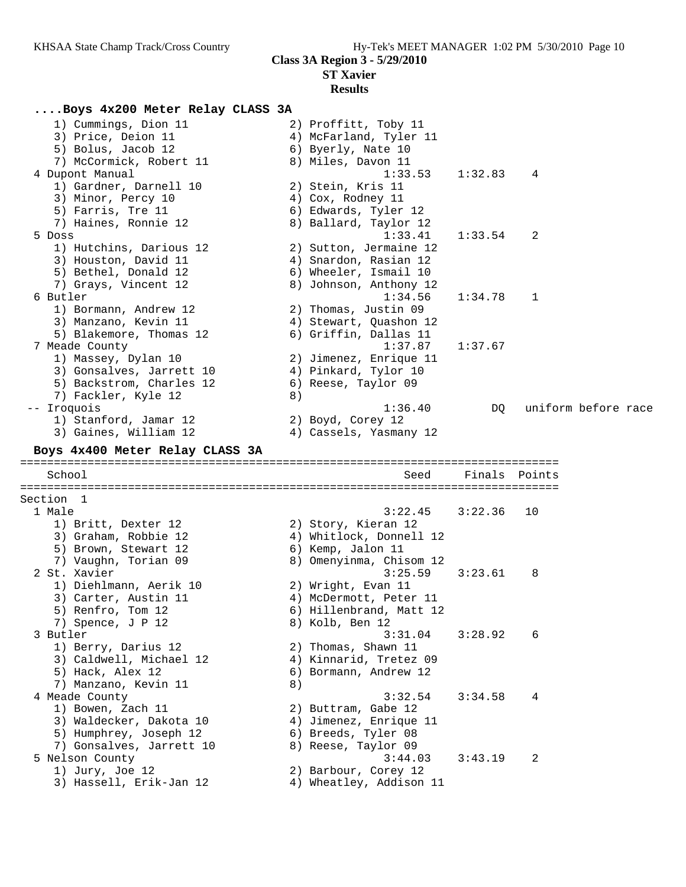**Class 3A Region 3 - 5/29/2010**

**ST Xavier**

**Results**

### ....Boys 4x200 Meter Relay CLASS 3A

```
    1) Cummings, Dion 11               2) Proffitt, Toby 11
    3) Price, Deion 11                 4) McFarland, Tyler 11
    5) Bolus, Jacob 12                 6) Byerly, Nate 10
    7) McCormick, Robert 11            8) Miles, Davon 11
  4 Dupont Manual                              1:33.53    1:32.83    4
    1) Gardner, Darnell 10             2) Stein, Kris 11
    3) Minor, Percy 10                 4) Cox, Rodney 11
    5) Farris, Tre 11                  6) Edwards, Tyler 12
    7) Haines, Ronnie 12               8) Ballard, Taylor 12
  5 Doss                                       1:33.41    1:33.54    2
    1) Hutchins, Darious 12            2) Sutton, Jermaine 12
    3) Houston, David 11               4) Snardon, Rasian 12
    5) Bethel, Donald 12               6) Wheeler, Ismail 10
    7) Grays, Vincent 12               8) Johnson, Anthony 12
  6 Butler                                     1:34.56    1:34.78    1
    1) Bormann, Andrew 12              2) Thomas, Justin 09
    3) Manzano, Kevin 11               4) Stewart, Quashon 12
    5) Blakemore, Thomas 12            6) Griffin, Dallas 11
  7 Meade County                               1:37.87    1:37.67
    1) Massey, Dylan 10                2) Jimenez, Enrique 11
    3) Gonsalves, Jarrett 10           4) Pinkard, Tylor 10
    5) Backstrom, Charles 12           6) Reese, Taylor 09
    7) Fackler, Kyle 12                8)
 -- Iroquois                                   1:36.40         DQ   uniform before race
    1) Stanford, Jamar 12              2) Boyd, Corey 12
    3) Gaines, William 12              4) Cassels, Yasmany 12
```

### Boys 4x400 Meter Relay CLASS 3A

```
===============================================================================
   School                                        Seed     Finals  Points
===============================================================================
Section  1
  1 Male                                       3:22.45    3:22.36   10
    1) Britt, Dexter 12                2) Story, Kieran 12
    3) Graham, Robbie 12               4) Whitlock, Donnell 12
    5) Brown, Stewart 12               6) Kemp, Jalon 11
    7) Vaughn, Torian 09               8) Omenyinma, Chisom 12
  2 St. Xavier                                 3:25.59    3:23.61    8
    1) Diehlmann, Aerik 10             2) Wright, Evan 11
    3) Carter, Austin 11               4) McDermott, Peter 11
    5) Renfro, Tom 12                  6) Hillenbrand, Matt 12
    7) Spence, J P 12                  8) Kolb, Ben 12
  3 Butler                                     3:31.04    3:28.92    6
    1) Berry, Darius 12                2) Thomas, Shawn 11
    3) Caldwell, Michael 12            4) Kinnarid, Tretez 09
    5) Hack, Alex 12                   6) Bormann, Andrew 12
    7) Manzano, Kevin 11               8)
  4 Meade County                               3:32.54    3:34.58    4
    1) Bowen, Zach 11                  2) Buttram, Gabe 12
    3) Waldecker, Dakota 10            4) Jimenez, Enrique 11
    5) Humphrey, Joseph 12             6) Breeds, Tyler 08
    7) Gonsalves, Jarrett 10           8) Reese, Taylor 09
  5 Nelson County                              3:44.03    3:43.19    2
    1) Jury, Joe 12                    2) Barbour, Corey 12
    3) Hassell, Erik-Jan 12            4) Wheatley, Addison 11
```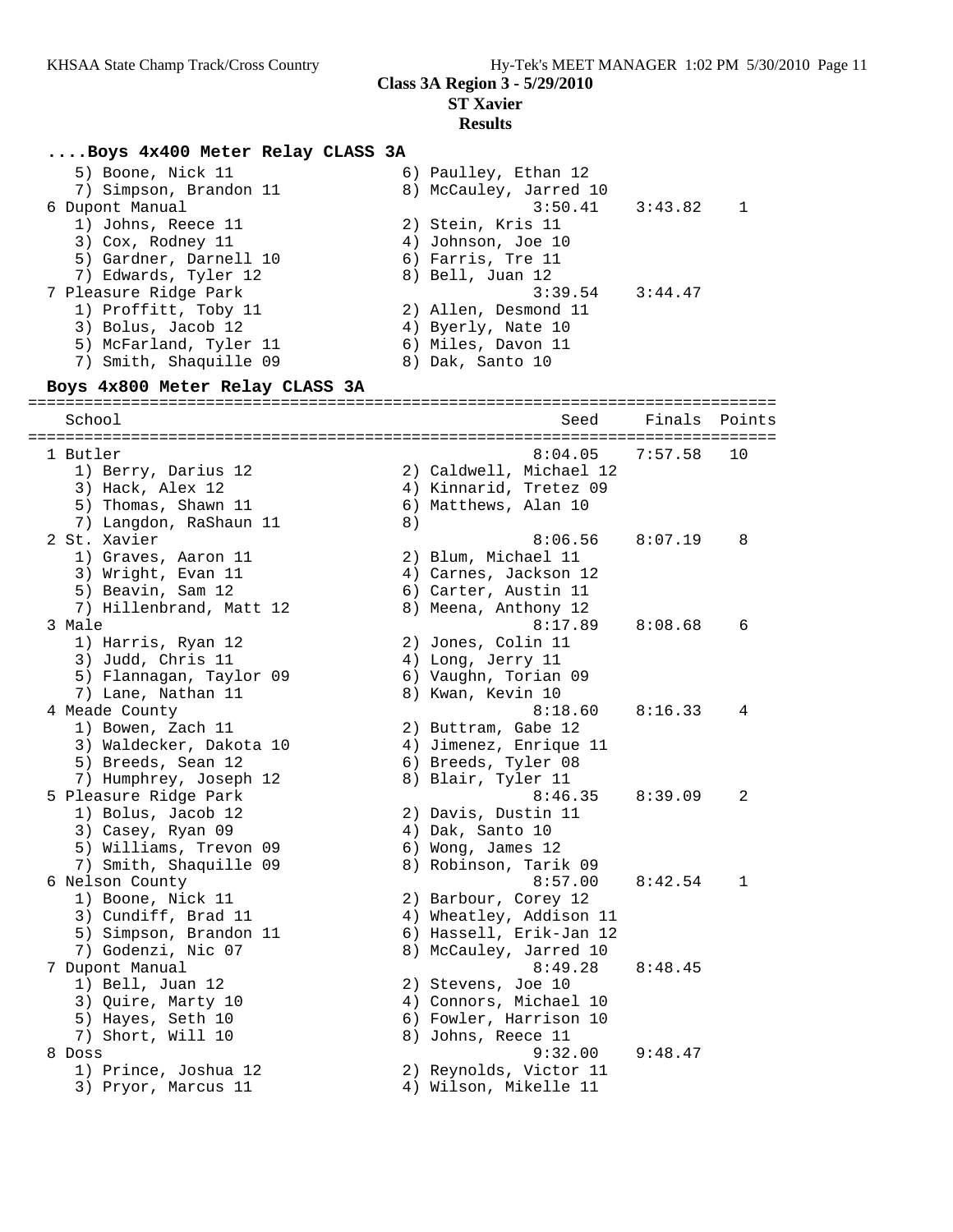**Class 3A Region 3 - 5/29/2010**
**ST Xavier**
**Results**

### ....Boys 4x400 Meter Relay CLASS 3A

```
    5) Boone, Nick 11                  6) Paulley, Ethan 12
    7) Simpson, Brandon 11             8) McCauley, Jarred 10
 6 Dupont Manual                                 3:50.41    3:43.82    1
    1) Johns, Reece 11                 2) Stein, Kris 11
    3) Cox, Rodney 11                  4) Johnson, Joe 10
    5) Gardner, Darnell 10             6) Farris, Tre 11
    7) Edwards, Tyler 12               8) Bell, Juan 12
 7 Pleasure Ridge Park                           3:39.54    3:44.47
    1) Proffitt, Toby 11               2) Allen, Desmond 11
    3) Bolus, Jacob 12                 4) Byerly, Nate 10
    5) McFarland, Tyler 11             6) Miles, Davon 11
    7) Smith, Shaquille 09             8) Dak, Santo 10
```

### Boys 4x800 Meter Relay CLASS 3A

```
================================================================================
  School                                            Seed     Finals  Points
================================================================================
 1 Butler                                        8:04.05    7:57.58   10
    1) Berry, Darius 12                2) Caldwell, Michael 12
    3) Hack, Alex 12                   4) Kinnarid, Tretez 09
    5) Thomas, Shawn 11                6) Matthews, Alan 10
    7) Langdon, RaShaun 11             8)
 2 St. Xavier                                    8:06.56    8:07.19    8
    1) Graves, Aaron 11                2) Blum, Michael 11
    3) Wright, Evan 11                 4) Carnes, Jackson 12
    5) Beavin, Sam 12                  6) Carter, Austin 11
    7) Hillenbrand, Matt 12            8) Meena, Anthony 12
 3 Male                                          8:17.89    8:08.68    6
    1) Harris, Ryan 12                 2) Jones, Colin 11
    3) Judd, Chris 11                  4) Long, Jerry 11
    5) Flannagan, Taylor 09            6) Vaughn, Torian 09
    7) Lane, Nathan 11                 8) Kwan, Kevin 10
 4 Meade County                                  8:18.60    8:16.33    4
    1) Bowen, Zach 11                  2) Buttram, Gabe 12
    3) Waldecker, Dakota 10            4) Jimenez, Enrique 11
    5) Breeds, Sean 12                 6) Breeds, Tyler 08
    7) Humphrey, Joseph 12             8) Blair, Tyler 11
 5 Pleasure Ridge Park                           8:46.35    8:39.09    2
    1) Bolus, Jacob 12                 2) Davis, Dustin 11
    3) Casey, Ryan 09                  4) Dak, Santo 10
    5) Williams, Trevon 09             6) Wong, James 12
    7) Smith, Shaquille 09             8) Robinson, Tarik 09
 6 Nelson County                                 8:57.00    8:42.54    1
    1) Boone, Nick 11                  2) Barbour, Corey 12
    3) Cundiff, Brad 11                4) Wheatley, Addison 11
    5) Simpson, Brandon 11             6) Hassell, Erik-Jan 12
    7) Godenzi, Nic 07                 8) McCauley, Jarred 10
 7 Dupont Manual                                 8:49.28    8:48.45
    1) Bell, Juan 12                   2) Stevens, Joe 10
    3) Quire, Marty 10                 4) Connors, Michael 10
    5) Hayes, Seth 10                  6) Fowler, Harrison 10
    7) Short, Will 10                  8) Johns, Reece 11
 8 Doss                                          9:32.00    9:48.47
    1) Prince, Joshua 12               2) Reynolds, Victor 11
    3) Pryor, Marcus 11                4) Wilson, Mikelle 11
```